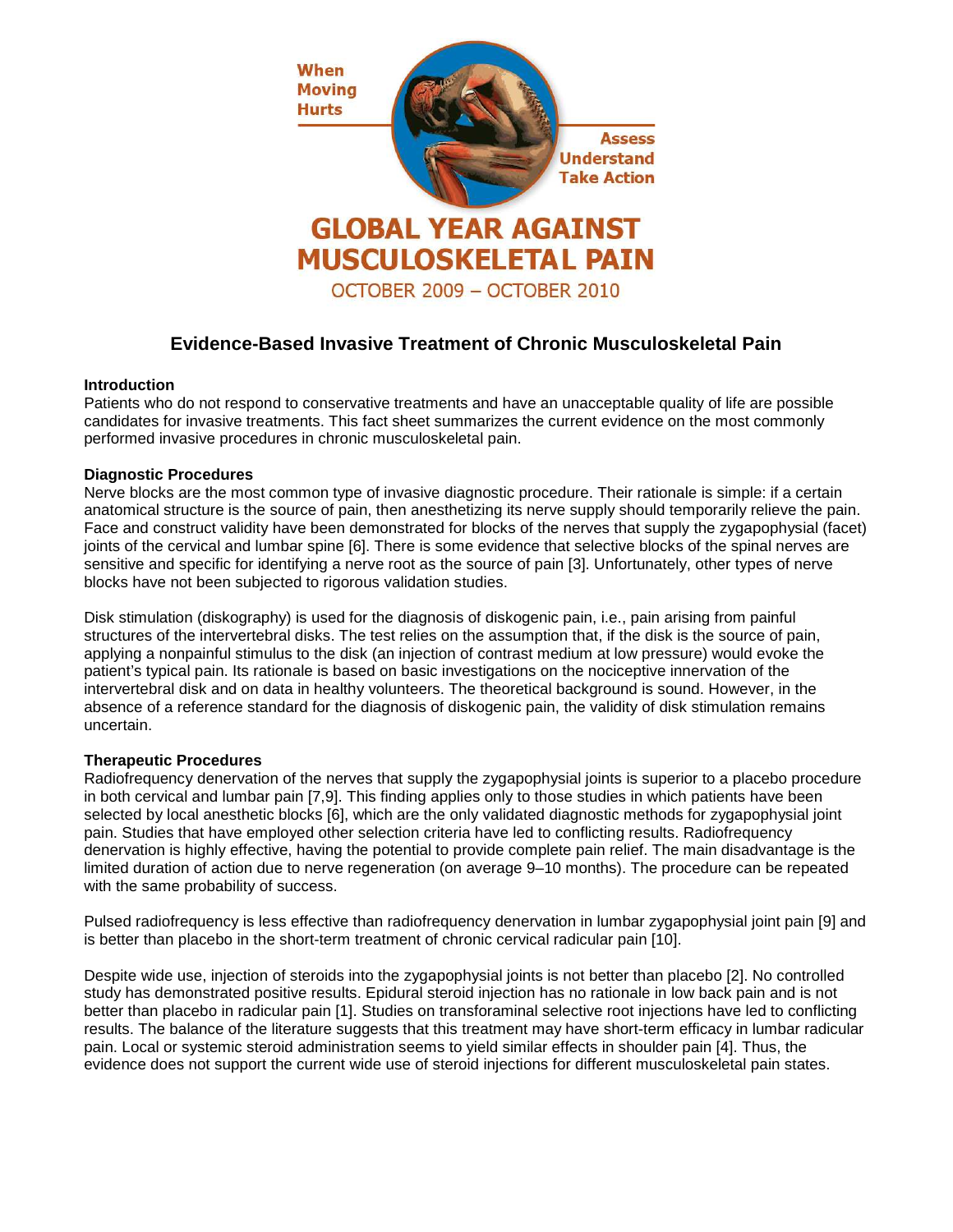When Moving Hurts

Assess Understand Take Action

GLOBAL YEAR AGAINST MUSCULOSKELETAL PAIN

OCTOBER 2009 – OCTOBER 2010

# Evidence-Based Invasive Treatment of Chronic Musculoskeletal Pain

### Introduction

Patients who do not respond to conservative treatments and have an unacceptable quality of life are possible candidates for invasive treatments. This fact sheet summarizes the current evidence on the most commonly performed invasive procedures in chronic musculoskeletal pain.

### Diagnostic Procedures

Nerve blocks are the most common type of invasive diagnostic procedure. Their rationale is simple: if a certain anatomical structure is the source of pain, then anesthetizing its nerve supply should temporarily relieve the pain. Face and construct validity have been demonstrated for blocks of the nerves that supply the zygapophysial (facet) joints of the cervical and lumbar spine [6]. There is some evidence that selective blocks of the spinal nerves are sensitive and specific for identifying a nerve root as the source of pain [3]. Unfortunately, other types of nerve blocks have not been subjected to rigorous validation studies.

Disk stimulation (diskography) is used for the diagnosis of diskogenic pain, i.e., pain arising from painful structures of the intervertebral disks. The test relies on the assumption that, if the disk is the source of pain, applying a nonpainful stimulus to the disk (an injection of contrast medium at low pressure) would evoke the patient's typical pain. Its rationale is based on basic investigations on the nociceptive innervation of the intervertebral disk and on data in healthy volunteers. The theoretical background is sound. However, in the absence of a reference standard for the diagnosis of diskogenic pain, the validity of disk stimulation remains uncertain.

### Therapeutic Procedures

Radiofrequency denervation of the nerves that supply the zygapophysial joints is superior to a placebo procedure in both cervical and lumbar pain [7,9]. This finding applies only to those studies in which patients have been selected by local anesthetic blocks [6], which are the only validated diagnostic methods for zygapophysial joint pain. Studies that have employed other selection criteria have led to conflicting results. Radiofrequency denervation is highly effective, having the potential to provide complete pain relief. The main disadvantage is the limited duration of action due to nerve regeneration (on average 9–10 months). The procedure can be repeated with the same probability of success.

Pulsed radiofrequency is less effective than radiofrequency denervation in lumbar zygapophysial joint pain [9] and is better than placebo in the short-term treatment of chronic cervical radicular pain [10].

Despite wide use, injection of steroids into the zygapophysial joints is not better than placebo [2]. No controlled study has demonstrated positive results. Epidural steroid injection has no rationale in low back pain and is not better than placebo in radicular pain [1]. Studies on transforaminal selective root injections have led to conflicting results. The balance of the literature suggests that this treatment may have short-term efficacy in lumbar radicular pain. Local or systemic steroid administration seems to yield similar effects in shoulder pain [4]. Thus, the evidence does not support the current wide use of steroid injections for different musculoskeletal pain states.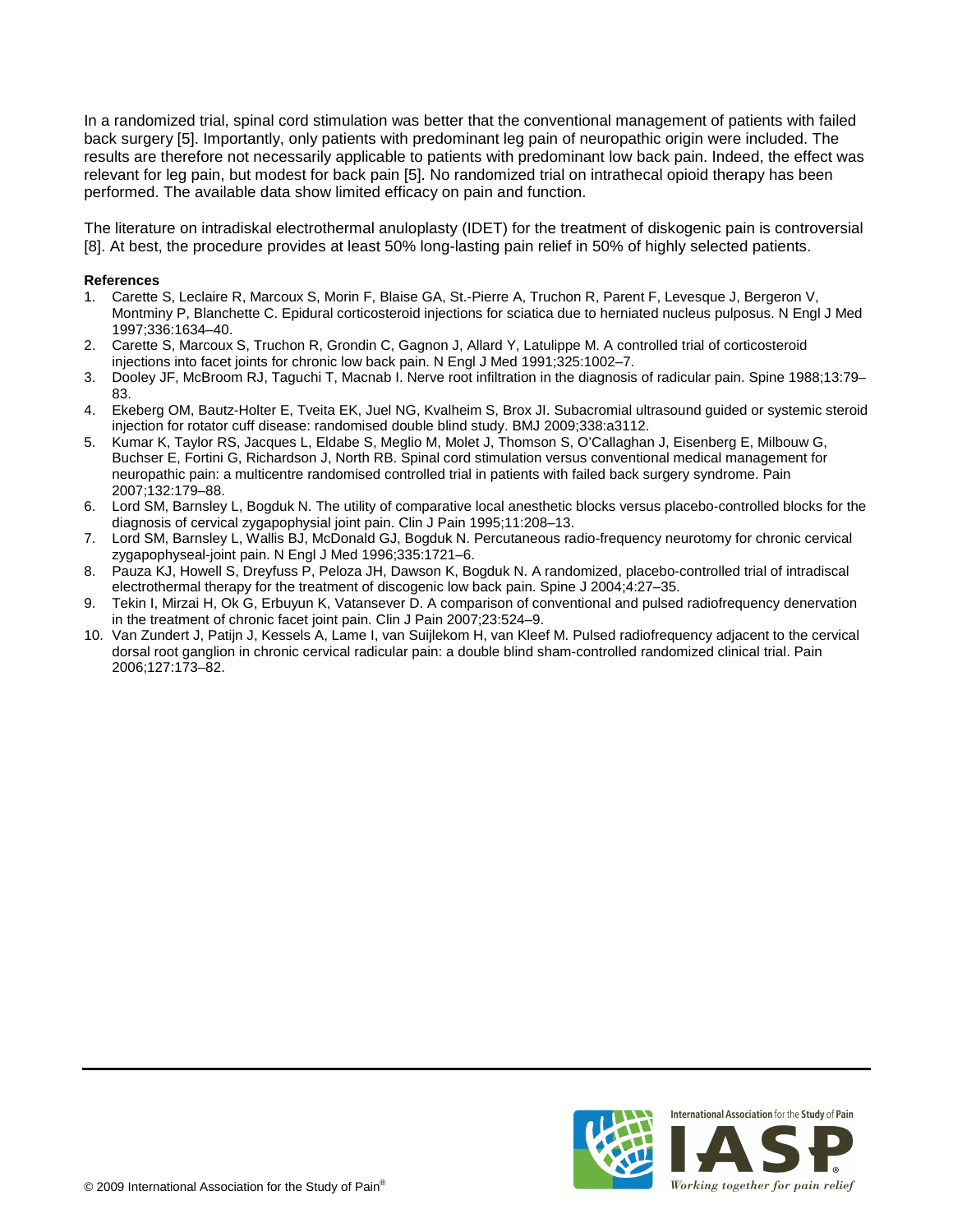In a randomized trial, spinal cord stimulation was better that the conventional management of patients with failed back surgery [5]. Importantly, only patients with predominant leg pain of neuropathic origin were included. The results are therefore not necessarily applicable to patients with predominant low back pain. Indeed, the effect was relevant for leg pain, but modest for back pain [5]. No randomized trial on intrathecal opioid therapy has been performed. The available data show limited efficacy on pain and function.

The literature on intradiskal electrothermal anuloplasty (IDET) for the treatment of diskogenic pain is controversial [8]. At best, the procedure provides at least 50% long-lasting pain relief in 50% of highly selected patients.

**References**

1. Carette S, Leclaire R, Marcoux S, Morin F, Blaise GA, St.-Pierre A, Truchon R, Parent F, Levesque J, Bergeron V, Montminy P, Blanchette C. Epidural corticosteroid injections for sciatica due to herniated nucleus pulposus. N Engl J Med 1997;336:1634–40.
2. Carette S, Marcoux S, Truchon R, Grondin C, Gagnon J, Allard Y, Latulippe M. A controlled trial of corticosteroid injections into facet joints for chronic low back pain. N Engl J Med 1991;325:1002–7.
3. Dooley JF, McBroom RJ, Taguchi T, Macnab I. Nerve root infiltration in the diagnosis of radicular pain. Spine 1988;13:79–83.
4. Ekeberg OM, Bautz-Holter E, Tveita EK, Juel NG, Kvalheim S, Brox JI. Subacromial ultrasound guided or systemic steroid injection for rotator cuff disease: randomised double blind study. BMJ 2009;338:a3112.
5. Kumar K, Taylor RS, Jacques L, Eldabe S, Meglio M, Molet J, Thomson S, O'Callaghan J, Eisenberg E, Milbouw G, Buchser E, Fortini G, Richardson J, North RB. Spinal cord stimulation versus conventional medical management for neuropathic pain: a multicentre randomised controlled trial in patients with failed back surgery syndrome. Pain 2007;132:179–88.
6. Lord SM, Barnsley L, Bogduk N. The utility of comparative local anesthetic blocks versus placebo-controlled blocks for the diagnosis of cervical zygapophysial joint pain. Clin J Pain 1995;11:208–13.
7. Lord SM, Barnsley L, Wallis BJ, McDonald GJ, Bogduk N. Percutaneous radio-frequency neurotomy for chronic cervical zygapophyseal-joint pain. N Engl J Med 1996;335:1721–6.
8. Pauza KJ, Howell S, Dreyfuss P, Peloza JH, Dawson K, Bogduk N. A randomized, placebo-controlled trial of intradiscal electrothermal therapy for the treatment of discogenic low back pain. Spine J 2004;4:27–35.
9. Tekin I, Mirzai H, Ok G, Erbuyun K, Vatansever D. A comparison of conventional and pulsed radiofrequency denervation in the treatment of chronic facet joint pain. Clin J Pain 2007;23:524–9.
10. Van Zundert J, Patijn J, Kessels A, Lame I, van Suijlekom H, van Kleef M. Pulsed radiofrequency adjacent to the cervical dorsal root ganglion in chronic cervical radicular pain: a double blind sham-controlled randomized clinical trial. Pain 2006;127:173–82.

© 2009 International Association for the Study of Pain®

International Association for the Study of Pain
IASP®
*Working together for pain relief*